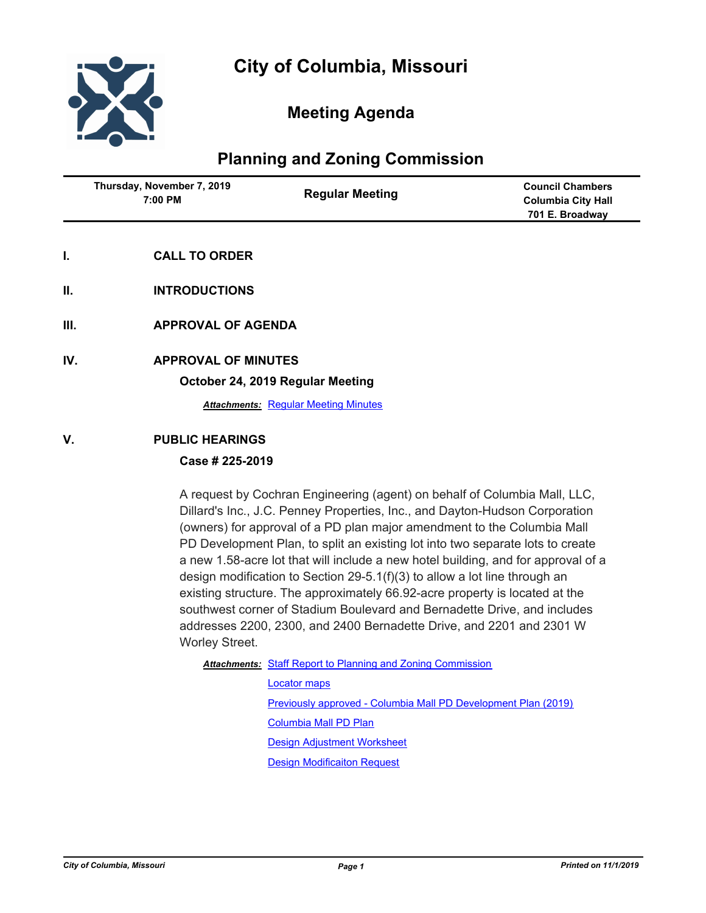# City of Columbia, Missouri

## Meeting Agenda

## Planning and Zoning Commission

| Thursday, November 7, 2019 7:00 PM | Regular Meeting | Council Chambers Columbia City Hall 701 E. Broadway |
| --- | --- | --- |

### I. CALL TO ORDER

### II. INTRODUCTIONS

### III. APPROVAL OF AGENDA

### IV. APPROVAL OF MINUTES

**October 24, 2019 Regular Meeting**

***Attachments:*** Regular Meeting Minutes

### V. PUBLIC HEARINGS

**Case # 225-2019**

A request by Cochran Engineering (agent) on behalf of Columbia Mall, LLC, Dillard's Inc., J.C. Penney Properties, Inc., and Dayton-Hudson Corporation (owners) for approval of a PD plan major amendment to the Columbia Mall PD Development Plan, to split an existing lot into two separate lots to create a new 1.58-acre lot that will include a new hotel building, and for approval of a design modification to Section 29-5.1(f)(3) to allow a lot line through an existing structure. The approximately 66.92-acre property is located at the southwest corner of Stadium Boulevard and Bernadette Drive, and includes addresses 2200, 2300, and 2400 Bernadette Drive, and 2201 and 2301 W Worley Street.

***Attachments:*** Staff Report to Planning and Zoning Commission

Locator maps

Previously approved - Columbia Mall PD Development Plan (2019)

Columbia Mall PD Plan

Design Adjustment Worksheet

Design Modificaiton Request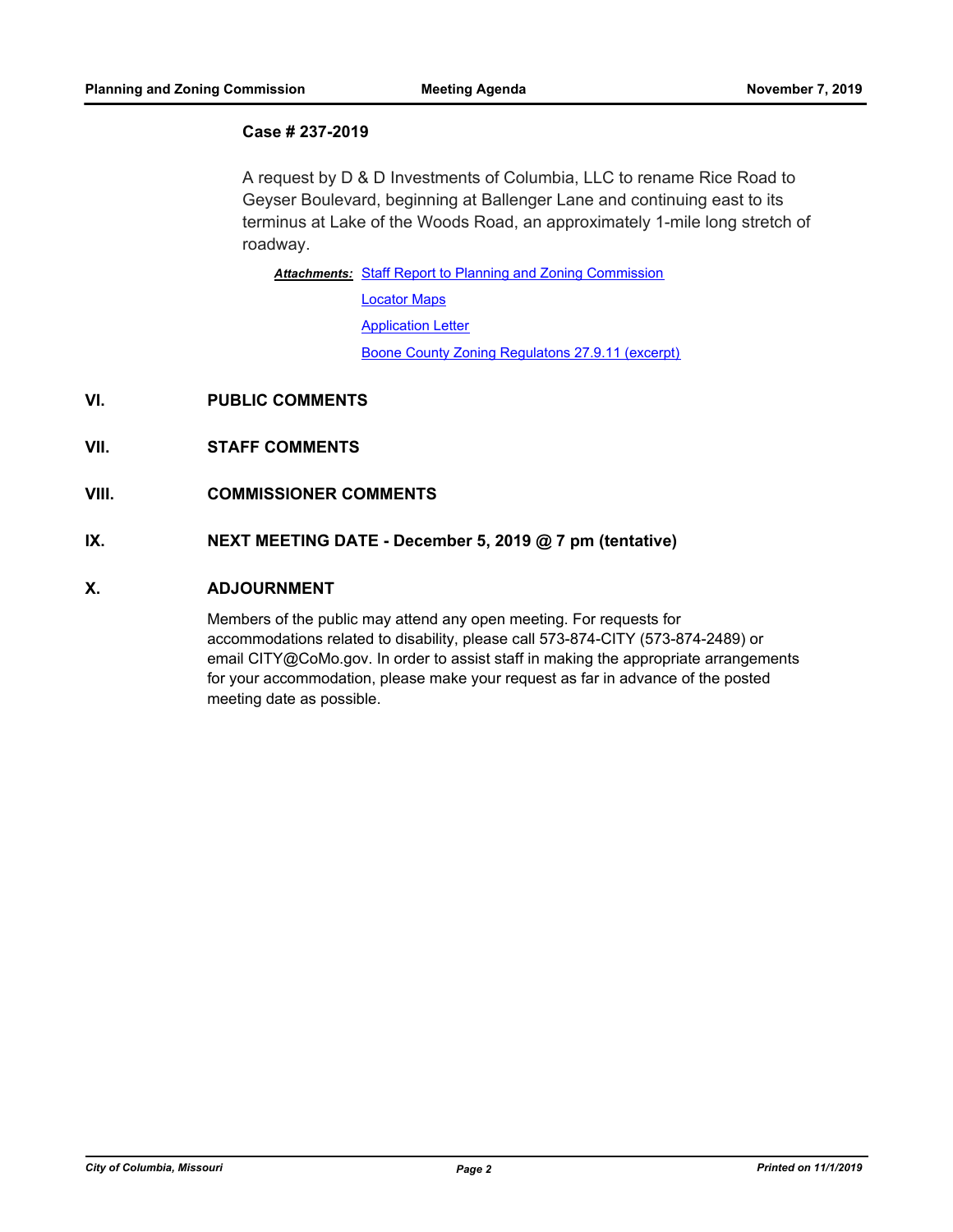**Case # 237-2019**

A request by D & D Investments of Columbia, LLC to rename Rice Road to Geyser Boulevard, beginning at Ballenger Lane and continuing east to its terminus at Lake of the Woods Road, an approximately 1-mile long stretch of roadway.

***Attachments:*** Staff Report to Planning and Zoning Commission
Locator Maps
Application Letter
Boone County Zoning Regulatons 27.9.11 (excerpt)

## VI. PUBLIC COMMENTS

## VII. STAFF COMMENTS

## VIII. COMMISSIONER COMMENTS

## IX. NEXT MEETING DATE - December 5, 2019 @ 7 pm (tentative)

## X. ADJOURNMENT

Members of the public may attend any open meeting. For requests for accommodations related to disability, please call 573-874-CITY (573-874-2489) or email CITY@CoMo.gov. In order to assist staff in making the appropriate arrangements for your accommodation, please make your request as far in advance of the posted meeting date as possible.